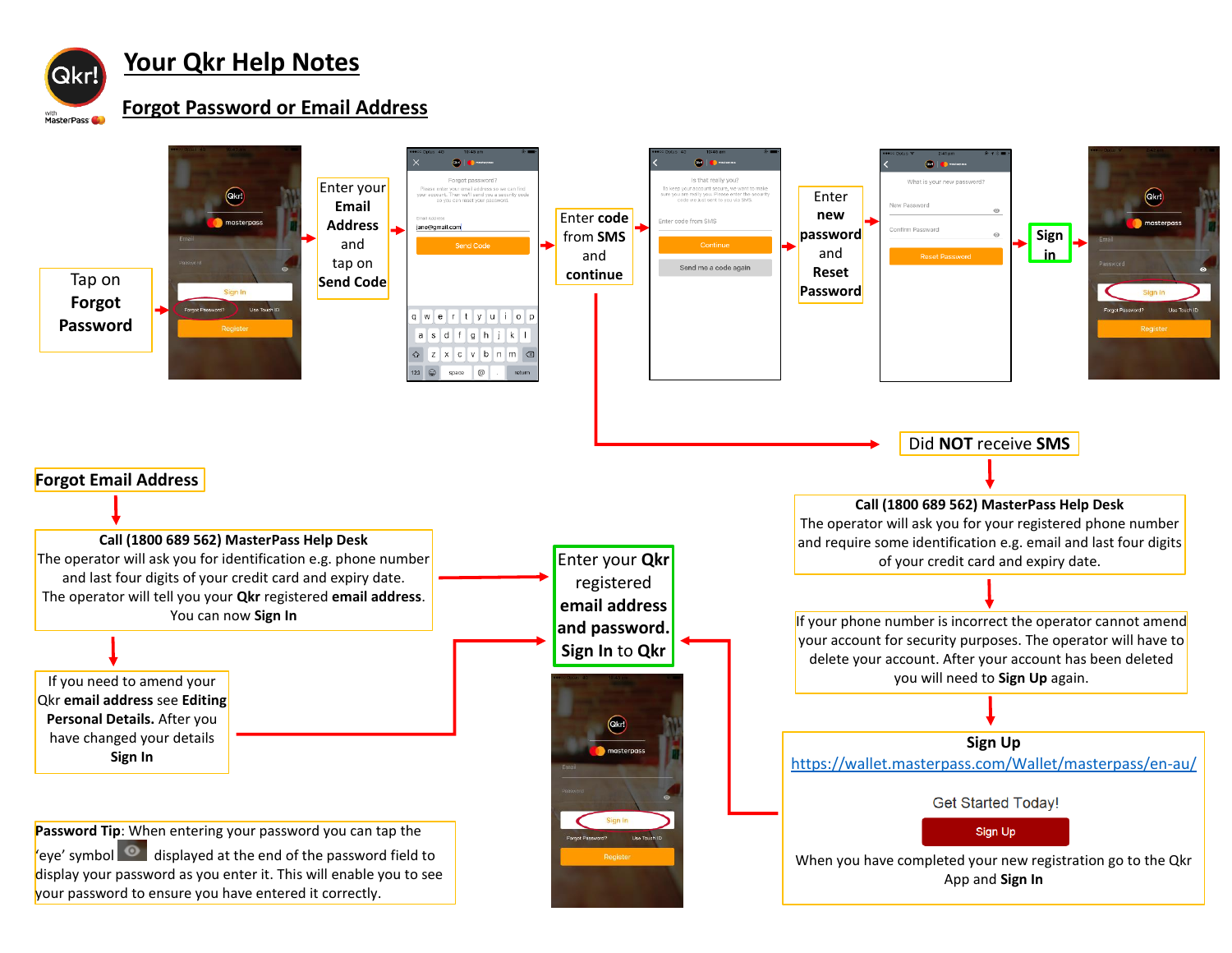# Your Qkr Help Notes

## Forgot Password or Email Address

**Tap on Forgot Password** → Enter your **Email Address** and tap on **Send Code** → Enter **code** from **SMS** and **continue** → Enter **new password** and **Reset Password** → **Sign in**

Did **NOT** receive **SMS**

**Call (1800 689 562) MasterPass Help Desk**
The operator will ask you for your registered phone number and require some identification e.g. email and last four digits of your credit card and expiry date.

If your phone number is incorrect the operator cannot amend your account for security purposes. The operator will have to delete your account. After your account has been deleted you will need to **Sign Up** again.

**Sign Up**
https://wallet.masterpass.com/Wallet/masterpass/en-au/

Get Started Today!

Sign Up

When you have completed your new registration go to the Qkr App and **Sign In**

### Forgot Email Address

**Call (1800 689 562) MasterPass Help Desk**
The operator will ask you for identification e.g. phone number and last four digits of your credit card and expiry date.
The operator will tell you your **Qkr** registered **email address**.
You can now **Sign In**

If you need to amend your Qkr **email address** see **Editing Personal Details.** After you have changed your details **Sign In**

Enter your **Qkr** registered **email address** and **password. Sign In** to **Qkr**

**Password Tip**: When entering your password you can tap the 'eye' symbol displayed at the end of the password field to display your password as you enter it. This will enable you to see your password to ensure you have entered it correctly.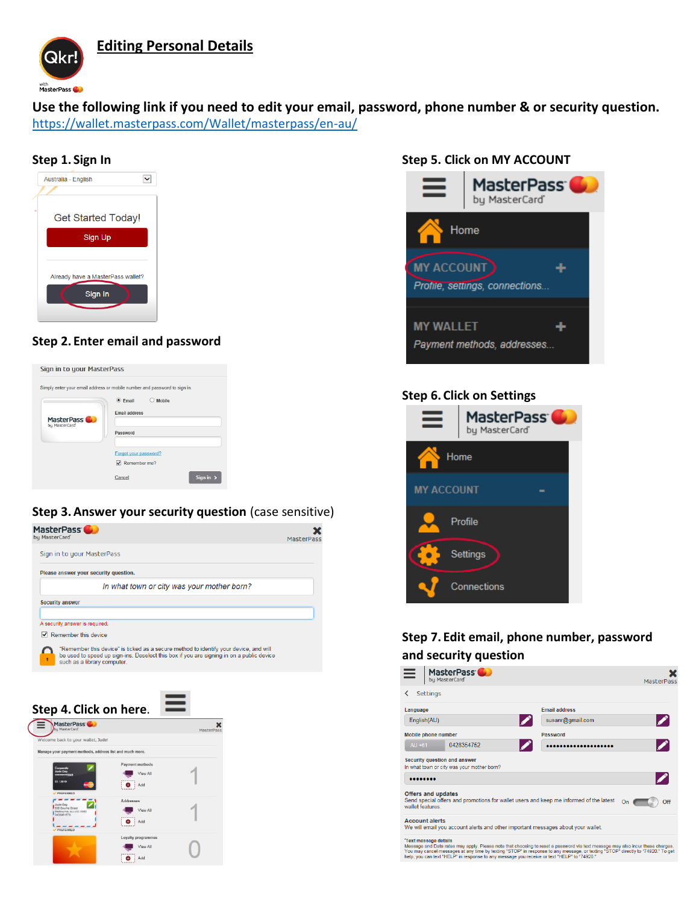# Editing Personal Details

**Use the following link if you need to edit your email, password, phone number & or security question.**
https://wallet.masterpass.com/Wallet/masterpass/en-au/

**Step 1. Sign In**

**Step 2. Enter email and password**

**Step 3. Answer your security question** (case sensitive)

**Step 4. Click on here.**

**Step 5. Click on MY ACCOUNT**

**Step 6. Click on Settings**

**Step 7. Edit email, phone number, password and security question**